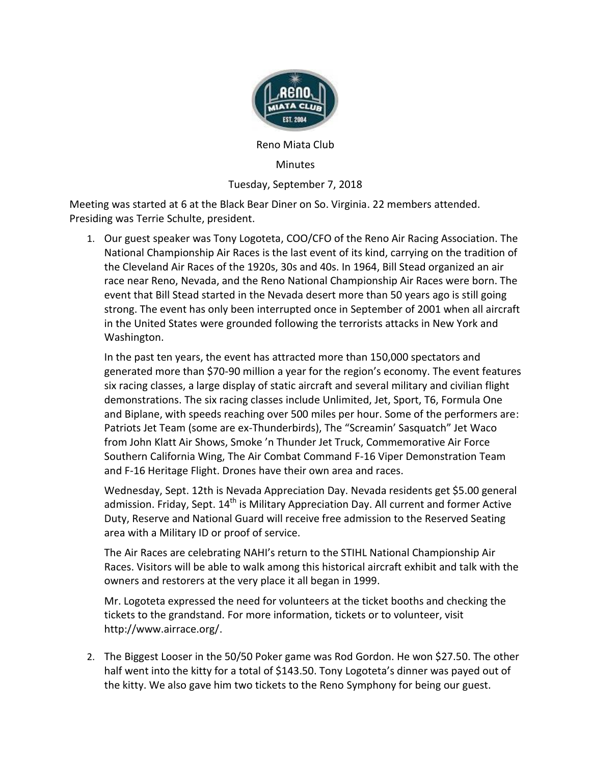Reno Miata Club

Minutes

Tuesday, September 7, 2018

Meeting was started at 6 at the Black Bear Diner on So. Virginia. 22 members attended. Presiding was Terrie Schulte, president.

1. Our guest speaker was Tony Logoteta, COO/CFO of the Reno Air Racing Association. The National Championship Air Races is the last event of its kind, carrying on the tradition of the Cleveland Air Races of the 1920s, 30s and 40s. In 1964, Bill Stead organized an air race near Reno, Nevada, and the Reno National Championship Air Races were born. The event that Bill Stead started in the Nevada desert more than 50 years ago is still going strong. The event has only been interrupted once in September of 2001 when all aircraft in the United States were grounded following the terrorists attacks in New York and Washington.

   In the past ten years, the event has attracted more than 150,000 spectators and generated more than $70-90 million a year for the region's economy. The event features six racing classes, a large display of static aircraft and several military and civilian flight demonstrations. The six racing classes include Unlimited, Jet, Sport, T6, Formula One and Biplane, with speeds reaching over 500 miles per hour. Some of the performers are: Patriots Jet Team (some are ex-Thunderbirds), The "Screamin' Sasquatch" Jet Waco from John Klatt Air Shows, Smoke 'n Thunder Jet Truck, Commemorative Air Force Southern California Wing, The Air Combat Command F-16 Viper Demonstration Team and F-16 Heritage Flight. Drones have their own area and races.

   Wednesday, Sept. 12th is Nevada Appreciation Day. Nevada residents get $5.00 general admission. Friday, Sept. 14th is Military Appreciation Day. All current and former Active Duty, Reserve and National Guard will receive free admission to the Reserved Seating area with a Military ID or proof of service.

   The Air Races are celebrating NAHI's return to the STIHL National Championship Air Races. Visitors will be able to walk among this historical aircraft exhibit and talk with the owners and restorers at the very place it all began in 1999.

   Mr. Logoteta expressed the need for volunteers at the ticket booths and checking the tickets to the grandstand. For more information, tickets or to volunteer, visit http://www.airrace.org/.

2. The Biggest Looser in the 50/50 Poker game was Rod Gordon. He won $27.50. The other half went into the kitty for a total of $143.50. Tony Logoteta's dinner was payed out of the kitty. We also gave him two tickets to the Reno Symphony for being our guest.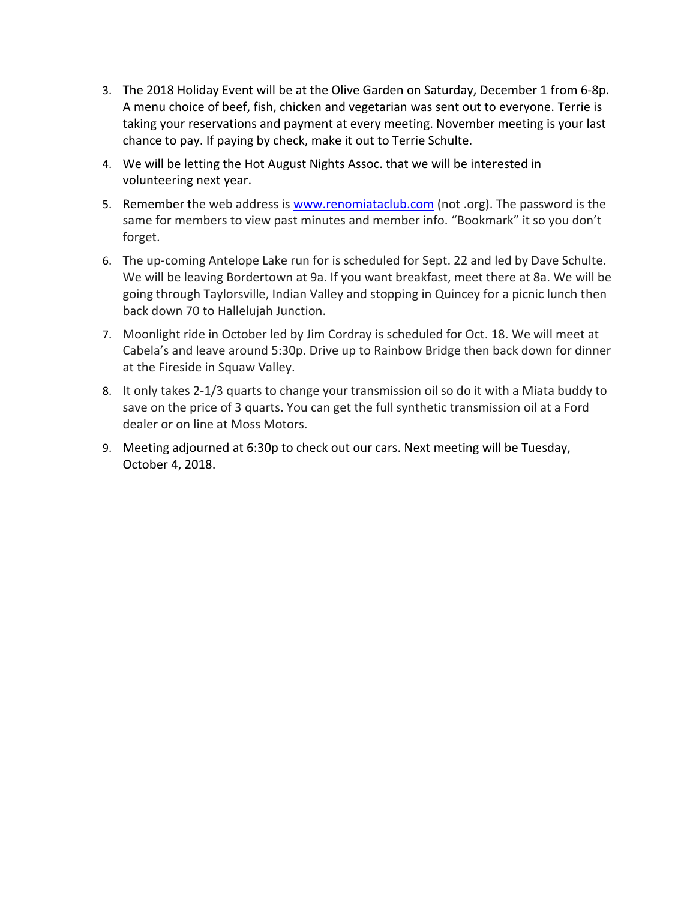3. The 2018 Holiday Event will be at the Olive Garden on Saturday, December 1 from 6-8p. A menu choice of beef, fish, chicken and vegetarian was sent out to everyone. Terrie is taking your reservations and payment at every meeting. November meeting is your last chance to pay. If paying by check, make it out to Terrie Schulte.
4. We will be letting the Hot August Nights Assoc. that we will be interested in volunteering next year.
5. Remember the web address is [www.renomiataclub.com](http://www.renomiataclub.com) (not .org). The password is the same for members to view past minutes and member info. "Bookmark" it so you don't forget.
6. The up-coming Antelope Lake run for is scheduled for Sept. 22 and led by Dave Schulte. We will be leaving Bordertown at 9a. If you want breakfast, meet there at 8a. We will be going through Taylorsville, Indian Valley and stopping in Quincey for a picnic lunch then back down 70 to Hallelujah Junction.
7. Moonlight ride in October led by Jim Cordray is scheduled for Oct. 18. We will meet at Cabela's and leave around 5:30p. Drive up to Rainbow Bridge then back down for dinner at the Fireside in Squaw Valley.
8. It only takes 2-1/3 quarts to change your transmission oil so do it with a Miata buddy to save on the price of 3 quarts. You can get the full synthetic transmission oil at a Ford dealer or on line at Moss Motors.
9. Meeting adjourned at 6:30p to check out our cars. Next meeting will be Tuesday, October 4, 2018.